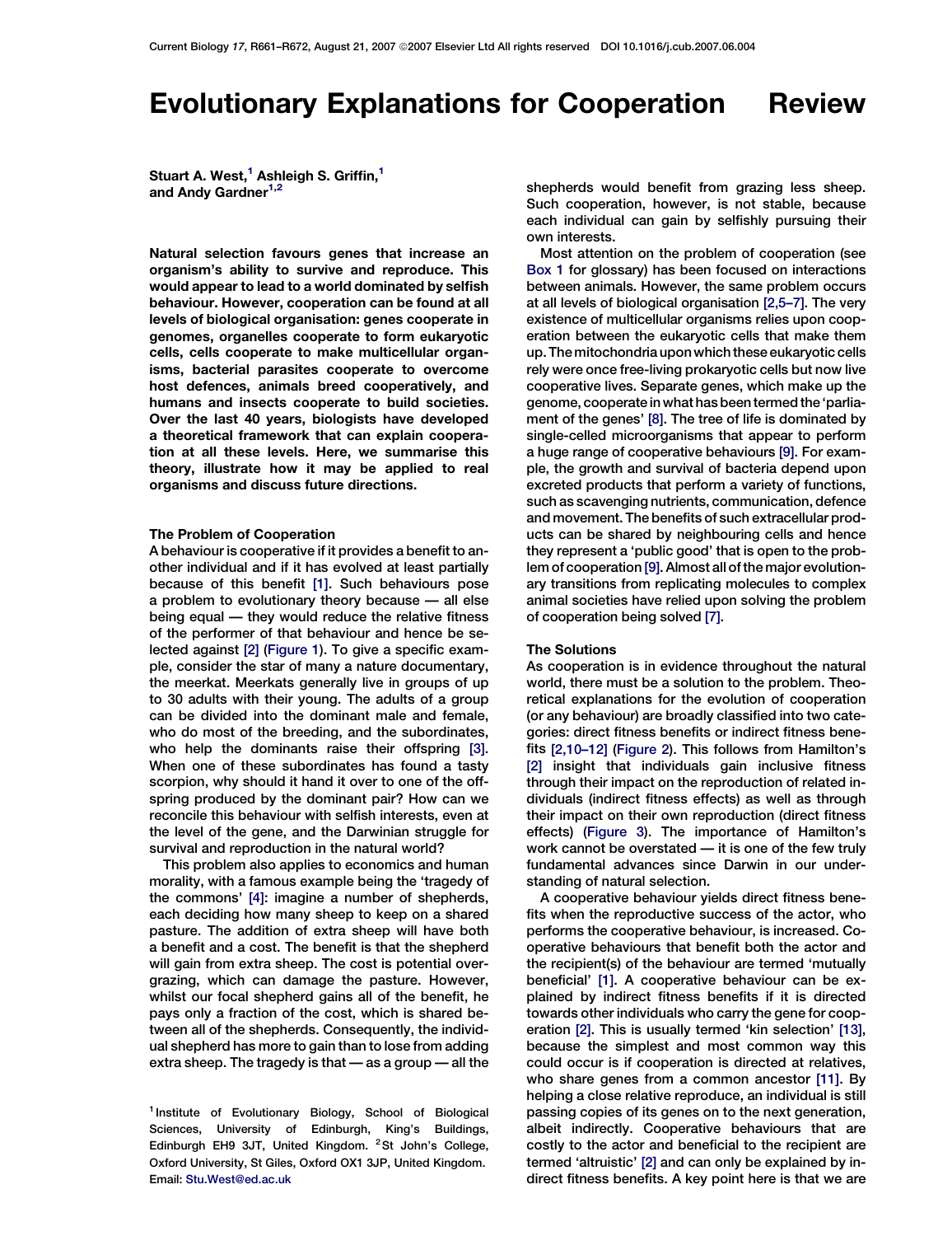# Evolutionary Explanations for Cooperation

Review

Stuart A. West,[1] Ashleigh S. Griffin,[1] and Andy Gardner[1,2]

**Natural selection favours genes that increase an organism's ability to survive and reproduce. This would appear to lead to a world dominated by selfish behaviour. However, cooperation can be found at all levels of biological organisation: genes cooperate in genomes, organelles cooperate to form eukaryotic cells, cells cooperate to make multicellular organisms, bacterial parasites cooperate to overcome host defences, animals breed cooperatively, and humans and insects cooperate to build societies. Over the last 40 years, biologists have developed a theoretical framework that can explain cooperation at all these levels. Here, we summarise this theory, illustrate how it may be applied to real organisms and discuss future directions.**

## The Problem of Cooperation

A behaviour is cooperative if it provides a benefit to another individual and if it has evolved at least partially because of this benefit [1]. Such behaviours pose a problem to evolutionary theory because — all else being equal — they would reduce the relative fitness of the performer of that behaviour and hence be selected against [2] (Figure 1). To give a specific example, consider the star of many a nature documentary, the meerkat. Meerkats generally live in groups of up to 30 adults with their young. The adults of a group can be divided into the dominant male and female, who do most of the breeding, and the subordinates, who help the dominants raise their offspring [3]. When one of these subordinates has found a tasty scorpion, why should it hand it over to one of the offspring produced by the dominant pair? How can we reconcile this behaviour with selfish interests, even at the level of the gene, and the Darwinian struggle for survival and reproduction in the natural world?

This problem also applies to economics and human morality, with a famous example being the 'tragedy of the commons' [4]: imagine a number of shepherds, each deciding how many sheep to keep on a shared pasture. The addition of extra sheep will have both a benefit and a cost. The benefit is that the shepherd will gain from extra sheep. The cost is potential overgrazing, which can damage the pasture. However, whilst our focal shepherd gains all of the benefit, he pays only a fraction of the cost, which is shared between all of the shepherds. Consequently, the individual shepherd has more to gain than to lose from adding extra sheep. The tragedy is that — as a group — all the shepherds would benefit from grazing less sheep. Such cooperation, however, is not stable, because each individual can gain by selfishly pursuing their own interests.

Most attention on the problem of cooperation (see Box 1 for glossary) has been focused on interactions between animals. However, the same problem occurs at all levels of biological organisation [2,5–7]. The very existence of multicellular organisms relies upon cooperation between the eukaryotic cells that make them up. The mitochondria upon which these eukaryotic cells rely were once free-living prokaryotic cells but now live cooperative lives. Separate genes, which make up the genome, cooperate in what has been termed the 'parliament of the genes' [8]. The tree of life is dominated by single-celled microorganisms that appear to perform a huge range of cooperative behaviours [9]. For example, the growth and survival of bacteria depend upon excreted products that perform a variety of functions, such as scavenging nutrients, communication, defence and movement. The benefits of such extracellular products can be shared by neighbouring cells and hence they represent a 'public good' that is open to the problem of cooperation [9]. Almost all of the major evolutionary transitions from replicating molecules to complex animal societies have relied upon solving the problem of cooperation being solved [7].

## The Solutions

As cooperation is in evidence throughout the natural world, there must be a solution to the problem. Theoretical explanations for the evolution of cooperation (or any behaviour) are broadly classified into two categories: direct fitness benefits or indirect fitness benefits [2,10–12] (Figure 2). This follows from Hamilton's [2] insight that individuals gain inclusive fitness through their impact on the reproduction of related individuals (indirect fitness effects) as well as through their impact on their own reproduction (direct fitness effects) (Figure 3). The importance of Hamilton's work cannot be overstated — it is one of the few truly fundamental advances since Darwin in our understanding of natural selection.

A cooperative behaviour yields direct fitness benefits when the reproductive success of the actor, who performs the cooperative behaviour, is increased. Cooperative behaviours that benefit both the actor and the recipient(s) of the behaviour are termed 'mutually beneficial' [1]. A cooperative behaviour can be explained by indirect fitness benefits if it is directed towards other individuals who carry the gene for cooperation [2]. This is usually termed 'kin selection' [13], because the simplest and most common way this could occur is if cooperation is directed at relatives, who share genes from a common ancestor [11]. By helping a close relative reproduce, an individual is still passing copies of its genes on to the next generation, albeit indirectly. Cooperative behaviours that are costly to the actor and beneficial to the recipient are termed 'altruistic' [2] and can only be explained by indirect fitness benefits. A key point here is that we are

[1] Institute of Evolutionary Biology, School of Biological Sciences, University of Edinburgh, King's Buildings, Edinburgh EH9 3JT, United Kingdom. [2] St John's College, Oxford University, St Giles, Oxford OX1 3JP, United Kingdom.
Email: Stu.West@ed.ac.uk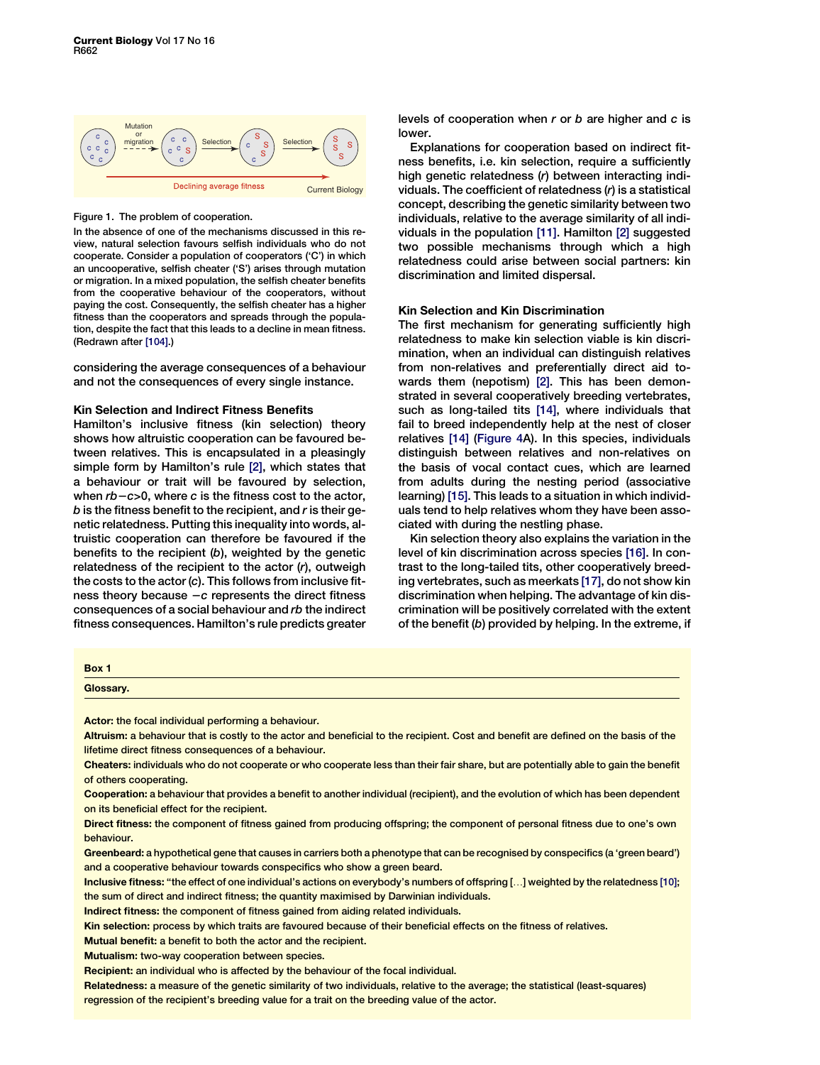Mutation or migration

Selection

Selection

Declining average fitness

Current Biology

Figure 1. The problem of cooperation.

In the absence of one of the mechanisms discussed in this review, natural selection favours selfish individuals who do not cooperate. Consider a population of cooperators ('C') in which an uncooperative, selfish cheater ('S') arises through mutation or migration. In a mixed population, the selfish cheater benefits from the cooperative behaviour of the cooperators, without paying the cost. Consequently, the selfish cheater has a higher fitness than the cooperators and spreads through the population, despite the fact that this leads to a decline in mean fitness. (Redrawn after [104].)

considering the average consequences of a behaviour and not the consequences of every single instance.

### Kin Selection and Indirect Fitness Benefits

Hamilton's inclusive fitness (kin selection) theory shows how altruistic cooperation can be favoured between relatives. This is encapsulated in a pleasingly simple form by Hamilton's rule [2], which states that a behaviour or trait will be favoured by selection, when $rb - c > 0$, where $c$ is the fitness cost to the actor, $b$ is the fitness benefit to the recipient, and $r$ is their genetic relatedness. Putting this inequality into words, altruistic cooperation can therefore be favoured if the benefits to the recipient ($b$), weighted by the genetic relatedness of the recipient to the actor ($r$), outweigh the costs to the actor ($c$). This follows from inclusive fitness theory because $-c$ represents the direct fitness consequences of a social behaviour and $rb$ the indirect fitness consequences. Hamilton's rule predicts greater levels of cooperation when $r$ or $b$ are higher and $c$ is lower.

Explanations for cooperation based on indirect fitness benefits, i.e. kin selection, require a sufficiently high genetic relatedness ($r$) between interacting individuals. The coefficient of relatedness ($r$) is a statistical concept, describing the genetic similarity between two individuals, relative to the average similarity of all individuals in the population [11]. Hamilton [2] suggested two possible mechanisms through which a high relatedness could arise between social partners: kin discrimination and limited dispersal.

### Kin Selection and Kin Discrimination

The first mechanism for generating sufficiently high relatedness to make kin selection viable is kin discrimination, when an individual can distinguish relatives from non-relatives and preferentially direct aid towards them (nepotism) [2]. This has been demonstrated in several cooperatively breeding vertebrates, such as long-tailed tits [14], where individuals that fail to breed independently help at the nest of closer relatives [14] (Figure 4A). In this species, individuals distinguish between relatives and non-relatives on the basis of vocal contact cues, which are learned from adults during the nesting period (associative learning) [15]. This leads to a situation in which individuals tend to help relatives whom they have been associated with during the nestling phase.

Kin selection theory also explains the variation in the level of kin discrimination across species [16]. In contrast to the long-tailed tits, other cooperatively breeding vertebrates, such as meerkats [17], do not show kin discrimination when helping. The advantage of kin discrimination will be positively correlated with the extent of the benefit ($b$) provided by helping. In the extreme, if

**Box 1**

**Glossary.**

**Actor:** the focal individual performing a behaviour.

**Altruism:** a behaviour that is costly to the actor and beneficial to the recipient. Cost and benefit are defined on the basis of the lifetime direct fitness consequences of a behaviour.

**Cheaters:** individuals who do not cooperate or who cooperate less than their fair share, but are potentially able to gain the benefit of others cooperating.

**Cooperation:** a behaviour that provides a benefit to another individual (recipient), and the evolution of which has been dependent on its beneficial effect for the recipient.

**Direct fitness:** the component of fitness gained from producing offspring; the component of personal fitness due to one's own behaviour.

**Greenbeard:** a hypothetical gene that causes in carriers both a phenotype that can be recognised by conspecifics (a 'green beard') and a cooperative behaviour towards conspecifics who show a green beard.

**Inclusive fitness:** "the effect of one individual's actions on everybody's numbers of offspring [...] weighted by the relatedness [10]; the sum of direct and indirect fitness; the quantity maximised by Darwinian individuals.

**Indirect fitness:** the component of fitness gained from aiding related individuals.

**Kin selection:** process by which traits are favoured because of their beneficial effects on the fitness of relatives.

**Mutual benefit:** a benefit to both the actor and the recipient.

**Mutualism:** two-way cooperation between species.

**Recipient:** an individual who is affected by the behaviour of the focal individual.

**Relatedness:** a measure of the genetic similarity of two individuals, relative to the average; the statistical (least-squares) regression of the recipient's breeding value for a trait on the breeding value of the actor.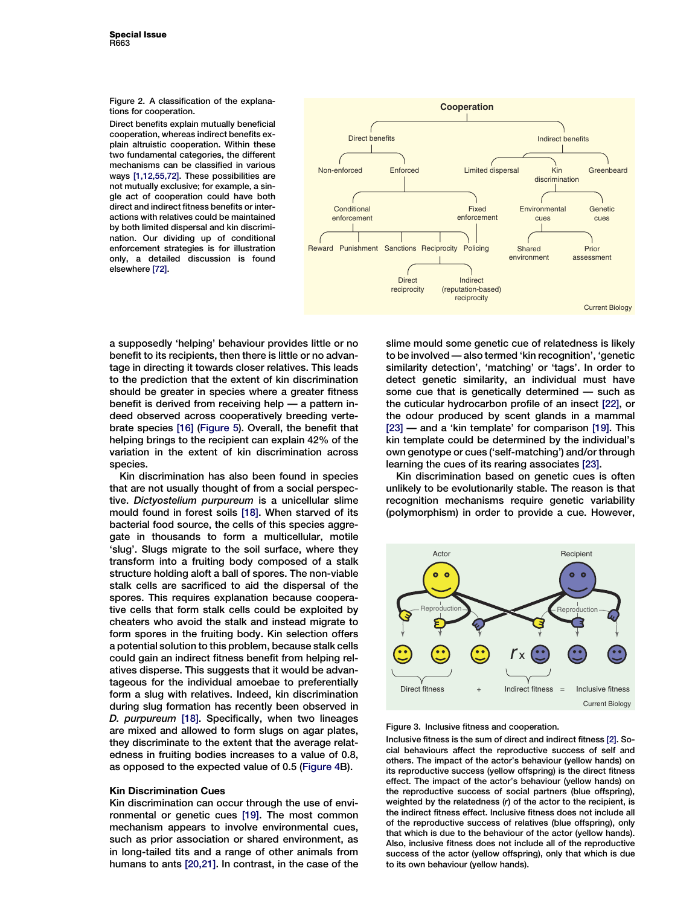Figure 2. A classification of the explanations for cooperation.

Direct benefits explain mutually beneficial cooperation, whereas indirect benefits explain altruistic cooperation. Within these two fundamental categories, the different mechanisms can be classified in various ways [1,12,55,72]. These possibilities are not mutually exclusive; for example, a single act of cooperation could have both direct and indirect fitness benefits or interactions with relatives could be maintained by both limited dispersal and kin discrimination. Our dividing up of conditional enforcement strategies is for illustration only, a detailed discussion is found elsewhere [72].

Cooperation
Direct benefits
Indirect benefits
Non-enforced
Enforced
Limited dispersal
Kin discrimination
Greenbeard
Conditional enforcement
Fixed enforcement
Environmental cues
Genetic cues
Reward
Punishment
Sanctions
Reciprocity
Policing
Shared environment
Prior assessment
Direct reciprocity
Indirect (reputation-based) reciprocity

a supposedly 'helping' behaviour provides little or no benefit to its recipients, then there is little or no advantage in directing it towards closer relatives. This leads to the prediction that the extent of kin discrimination should be greater in species where a greater fitness benefit is derived from receiving help — a pattern indeed observed across cooperatively breeding vertebrate species [16] (Figure 5). Overall, the benefit that helping brings to the recipient can explain 42% of the variation in the extent of kin discrimination across species.

Kin discrimination has also been found in species that are not usually thought of from a social perspective. *Dictyostelium purpureum* is a unicellular slime mould found in forest soils [18]. When starved of its bacterial food source, the cells of this species aggregate in thousands to form a multicellular, motile 'slug'. Slugs migrate to the soil surface, where they transform into a fruiting body composed of a stalk structure holding aloft a ball of spores. The non-viable stalk cells are sacrificed to aid the dispersal of the spores. This requires explanation because cooperative cells that form stalk cells could be exploited by cheaters who avoid the stalk and instead migrate to form spores in the fruiting body. Kin selection offers a potential solution to this problem, because stalk cells could gain an indirect fitness benefit from helping relatives disperse. This suggests that it would be advantageous for the individual amoebae to preferentially form a slug with relatives. Indeed, kin discrimination during slug formation has recently been observed in *D. purpureum* [18]. Specifically, when two lineages are mixed and allowed to form slugs on agar plates, they discriminate to the extent that the average relatedness in fruiting bodies increases to a value of 0.8, as opposed to the expected value of 0.5 (Figure 4B).

### Kin Discrimination Cues

Kin discrimination can occur through the use of environmental or genetic cues [19]. The most common mechanism appears to involve environmental cues, such as prior association or shared environment, as in long-tailed tits and a range of other animals from humans to ants [20,21]. In contrast, in the case of the slime mould some genetic cue of relatedness is likely to be involved — also termed 'kin recognition', 'genetic similarity detection', 'matching' or 'tags'. In order to detect genetic similarity, an individual must have some cue that is genetically determined — such as the cuticular hydrocarbon profile of an insect [22], or the odour produced by scent glands in a mammal [23] — and a 'kin template' for comparison [19]. This kin template could be determined by the individual's own genotype or cues ('self-matching') and/or through learning the cues of its rearing associates [23].

Kin discrimination based on genetic cues is often unlikely to be evolutionarily stable. The reason is that recognition mechanisms require genetic variability (polymorphism) in order to provide a cue. However,

Actor
Recipient
Reproduction
Reproduction
$r$ x
Direct fitness + Indirect fitness = Inclusive fitness

Figure 3. Inclusive fitness and cooperation.

Inclusive fitness is the sum of direct and indirect fitness [2]. Social behaviours affect the reproductive success of self and others. The impact of the actor's behaviour (yellow hands) on its reproductive success (yellow offspring) is the direct fitness effect. The impact of the actor's behaviour (yellow hands) on the reproductive success of social partners (blue offspring), weighted by the relatedness ($r$) of the actor to the recipient, is the indirect fitness effect. Inclusive fitness does not include all of the reproductive success of relatives (blue offspring), only that which is due to the behaviour of the actor (yellow hands). Also, inclusive fitness does not include all of the reproductive success of the actor (yellow offspring), only that which is due to its own behaviour (yellow hands).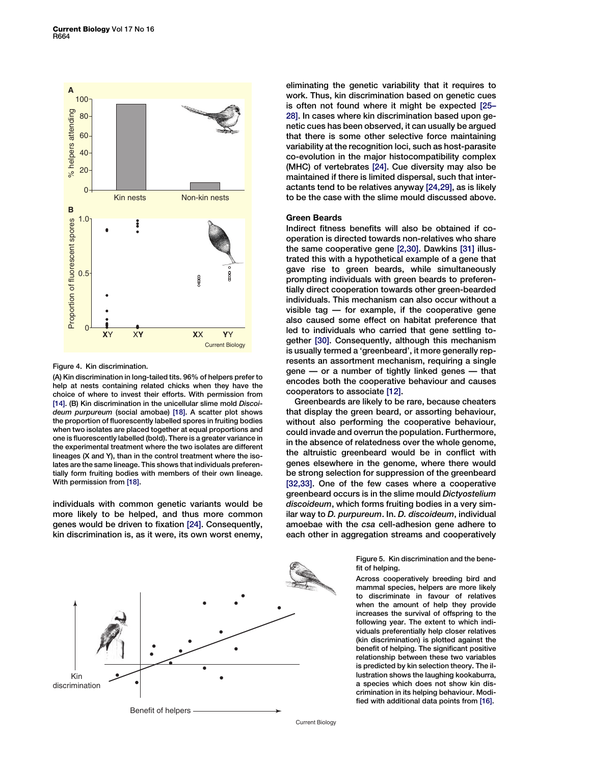A

100

80

60

40

20

0

% helpers attending

Kin nests

Non-kin nests

B

1.0

0.5

0

Proportion of fluorescent spores

**X**Y

X**Y**

**X**X

**Y**Y

Figure 4. Kin discrimination.

(A) Kin discrimination in long-tailed tits. 96% of helpers prefer to help at nests containing related chicks when they have the choice of where to invest their efforts. With permission from [14]. (B) Kin discrimination in the unicellular slime mold *Discoideum purpureum* (social amobae) [18]. A scatter plot shows the proportion of fluorescently labelled spores in fruiting bodies when two isolates are placed together at equal proportions and one is fluorescently labelled (bold). There is a greater variance in the experimental treatment where the two isolates are different lineages (X and Y), than in the control treatment where the isolates are the same lineage. This shows that individuals preferentially form fruiting bodies with members of their own lineage. With permission from [18].

individuals with common genetic variants would be more likely to be helped, and thus more common genes would be driven to fixation [24]. Consequently, kin discrimination is, as it were, its own worst enemy, eliminating the genetic variability that it requires to work. Thus, kin discrimination based on genetic cues is often not found where it might be expected [25–28]. In cases where kin discrimination based upon genetic cues has been observed, it can usually be argued that there is some other selective force maintaining variability at the recognition loci, such as host-parasite co-evolution in the major histocompatibility complex (MHC) of vertebrates [24]. Cue diversity may also be maintained if there is limited dispersal, such that interactants tend to be relatives anyway [24,29], as is likely to be the case with the slime mould discussed above.

## Green Beards

Indirect fitness benefits will also be obtained if cooperation is directed towards non-relatives who share the same cooperative gene [2,30]. Dawkins [31] illustrated this with a hypothetical example of a gene that gave rise to green beards, while simultaneously prompting individuals with green beards to preferentially direct cooperation towards other green-bearded individuals. This mechanism can also occur without a visible tag — for example, if the cooperative gene also caused some effect on habitat preference that led to individuals who carried that gene settling together [30]. Consequently, although this mechanism is usually termed a 'greenbeard', it more generally represents an assortment mechanism, requiring a single gene — or a number of tightly linked genes — that encodes both the cooperative behaviour and causes cooperators to associate [12].

Greenbeards are likely to be rare, because cheaters that display the green beard, or assorting behaviour, without also performing the cooperative behaviour, could invade and overrun the population. Furthermore, in the absence of relatedness over the whole genome, the altruistic greenbeard would be in conflict with genes elsewhere in the genome, where there would be strong selection for suppression of the greenbeard [32,33]. One of the few cases where a cooperative greenbeard occurs is in the slime mould *Dictyostelium discoideum*, which forms fruiting bodies in a very similar way to *D. purpureum*. In *D. discoideum*, individual amoebae with the *csa* cell-adhesion gene adhere to each other in aggregation streams and cooperatively

Kin discrimination

Benefit of helpers

Figure 5. Kin discrimination and the benefit of helping.

Across cooperatively breeding bird and mammal species, helpers are more likely to discriminate in favour of relatives when the amount of help they provide increases the survival of offspring to the following year. The extent to which individuals preferentially help closer relatives (kin discrimination) is plotted against the benefit of helping. The significant positive relationship between these two variables is predicted by kin selection theory. The illustration shows the laughing kookaburra, a species which does not show kin discrimination in its helping behaviour. Modified with additional data points from [16].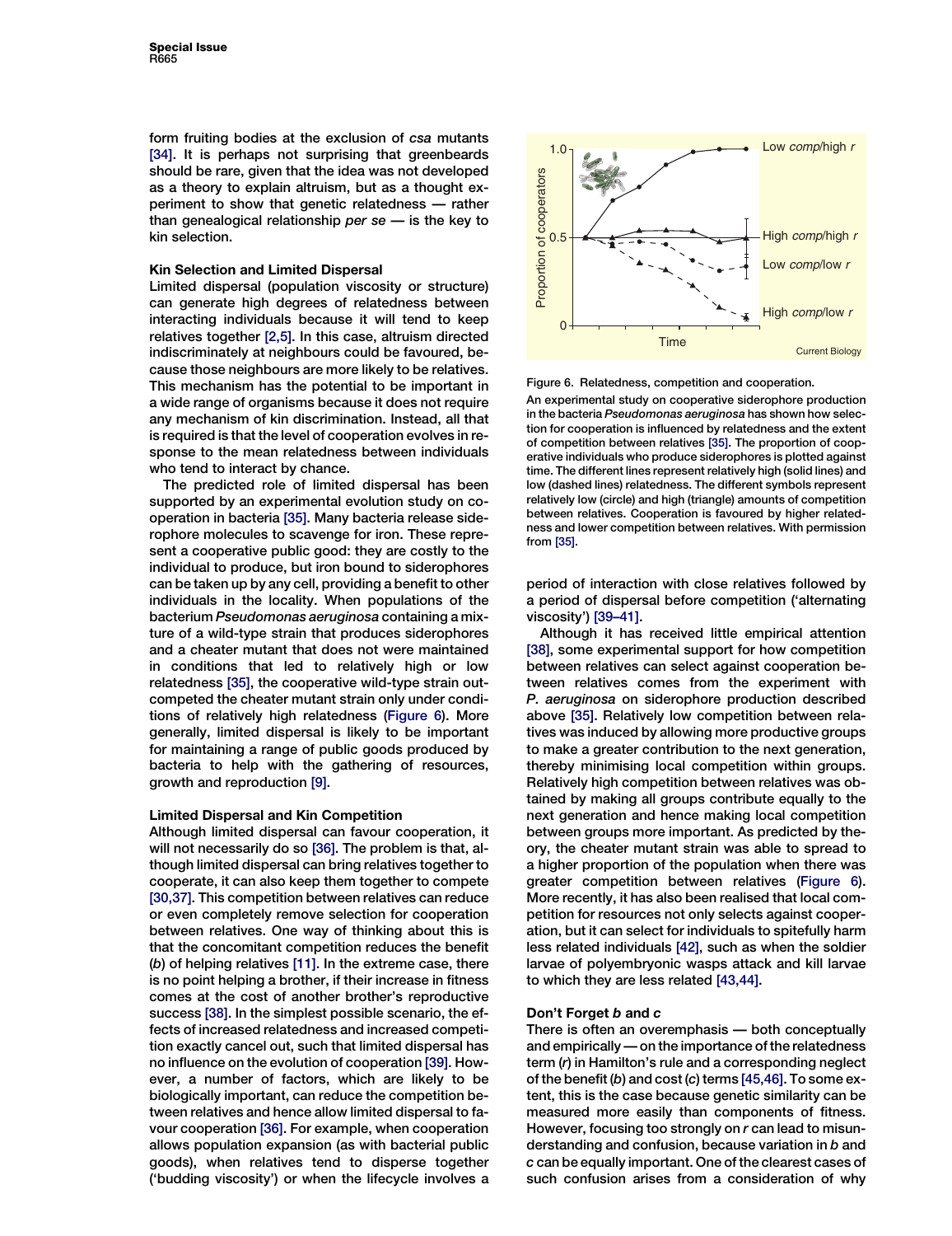form fruiting bodies at the exclusion of *csa* mutants [34]. It is perhaps not surprising that greenbeards should be rare, given that the idea was not developed as a theory to explain altruism, but as a thought experiment to show that genetic relatedness — rather than genealogical relationship *per se* — is the key to kin selection.

### Kin Selection and Limited Dispersal

Limited dispersal (population viscosity or structure) can generate high degrees of relatedness between interacting individuals because it will tend to keep relatives together [2,5]. In this case, altruism directed indiscriminately at neighbours could be favoured, because those neighbours are more likely to be relatives. This mechanism has the potential to be important in a wide range of organisms because it does not require any mechanism of kin discrimination. Instead, all that is required is that the level of cooperation evolves in response to the mean relatedness between individuals who tend to interact by chance.

The predicted role of limited dispersal has been supported by an experimental evolution study on cooperation in bacteria [35]. Many bacteria release siderophore molecules to scavenge for iron. These represent a cooperative public good: they are costly to the individual to produce, but iron bound to siderophores can be taken up by any cell, providing a benefit to other individuals in the locality. When populations of the bacterium *Pseudomonas aeruginosa* containing a mixture of a wild-type strain that produces siderophores and a cheater mutant that does not were maintained in conditions that led to relatively high or low relatedness [35], the cooperative wild-type strain outcompeted the cheater mutant strain only under conditions of relatively high relatedness (Figure 6). More generally, limited dispersal is likely to be important for maintaining a range of public goods produced by bacteria to help with the gathering of resources, growth and reproduction [9].

### Limited Dispersal and Kin Competition

Although limited dispersal can favour cooperation, it will not necessarily do so [36]. The problem is that, although limited dispersal can bring relatives together to cooperate, it can also keep them together to compete [30,37]. This competition between relatives can reduce or even completely remove selection for cooperation between relatives. One way of thinking about this is that the concomitant competition reduces the benefit ($b$) of helping relatives [11]. In the extreme case, there is no point helping a brother, if their increase in fitness comes at the cost of another brother's reproductive success [38]. In the simplest possible scenario, the effects of increased relatedness and increased competition exactly cancel out, such that limited dispersal has no influence on the evolution of cooperation [39]. However, a number of factors, which are likely to be biologically important, can reduce the competition between relatives and hence allow limited dispersal to favour cooperation [36]. For example, when cooperation allows population expansion (as with bacterial public goods), when relatives tend to disperse together ('budding viscosity') or when the lifecycle involves a period of interaction with close relatives followed by a period of dispersal before competition ('alternating viscosity') [39–41].

Figure 6. Relatedness, competition and cooperation.

An experimental study on cooperative siderophore production in the bacteria *Pseudomonas aeruginosa* has shown how selection for cooperation is influenced by relatedness and the extent of competition between relatives [35]. The proportion of cooperative individuals who produce siderophores is plotted against time. The different lines represent relatively high (solid lines) and low (dashed lines) relatedness. The different symbols represent relatively low (circle) and high (triangle) amounts of competition between relatives. Cooperation is favoured by higher relatedness and lower competition between relatives. With permission from [35].

Although it has received little empirical attention [38], some experimental support for how competition between relatives can select against cooperation between relatives comes from the experiment with *P. aeruginosa* on siderophore production described above [35]. Relatively low competition between relatives was induced by allowing more productive groups to make a greater contribution to the next generation, thereby minimising local competition within groups. Relatively high competition between relatives was obtained by making all groups contribute equally to the next generation and hence making local competition between groups more important. As predicted by theory, the cheater mutant strain was able to spread to a higher proportion of the population when there was greater competition between relatives (Figure 6). More recently, it has also been realised that local competition for resources not only selects against cooperation, but it can select for individuals to spitefully harm less related individuals [42], such as when the soldier larvae of polyembryonic wasps attack and kill larvae to which they are less related [43,44].

### Don't Forget *b* and *c*

There is often an overemphasis — both conceptually and empirically — on the importance of the relatedness term ($r$) in Hamilton's rule and a corresponding neglect of the benefit ($b$) and cost ($c$) terms [45,46]. To some extent, this is the case because genetic similarity can be measured more easily than components of fitness. However, focusing too strongly on $r$ can lead to misunderstanding and confusion, because variation in $b$ and $c$ can be equally important. One of the clearest cases of such confusion arises from a consideration of why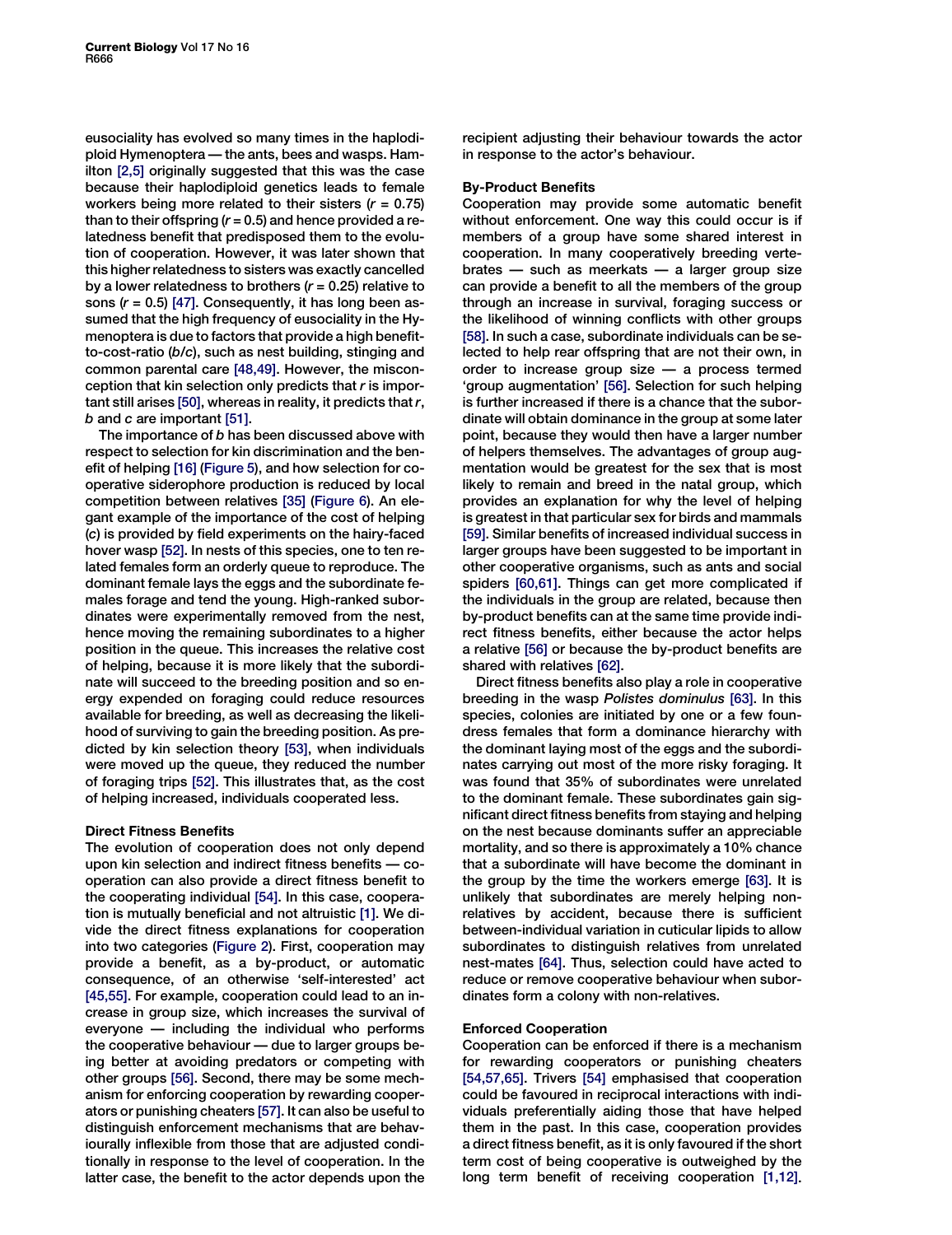eusociality has evolved so many times in the haplodiploid Hymenoptera — the ants, bees and wasps. Hamilton [2,5] originally suggested that this was the case because their haplodiploid genetics leads to female workers being more related to their sisters ($r$ = 0.75) than to their offspring ($r$ = 0.5) and hence provided a relatedness benefit that predisposed them to the evolution of cooperation. However, it was later shown that this higher relatedness to sisters was exactly cancelled by a lower relatedness to brothers ($r$ = 0.25) relative to sons ($r$ = 0.5) [47]. Consequently, it has long been assumed that the high frequency of eusociality in the Hymenoptera is due to factors that provide a high benefit-to-cost-ratio ($b/c$), such as nest building, stinging and common parental care [48,49]. However, the misconception that kin selection only predicts that $r$ is important still arises [50], whereas in reality, it predicts that $r$, $b$ and $c$ are important [51].

The importance of $b$ has been discussed above with respect to selection for kin discrimination and the benefit of helping [16] (Figure 5), and how selection for cooperative siderophore production is reduced by local competition between relatives [35] (Figure 6). An elegant example of the importance of the cost of helping ($c$) is provided by field experiments on the hairy-faced hover wasp [52]. In nests of this species, one to ten related females form an orderly queue to reproduce. The dominant female lays the eggs and the subordinate females forage and tend the young. High-ranked subordinates were experimentally removed from the nest, hence moving the remaining subordinates to a higher position in the queue. This increases the relative cost of helping, because it is more likely that the subordinate will succeed to the breeding position and so energy expended on foraging could reduce resources available for breeding, as well as decreasing the likelihood of surviving to gain the breeding position. As predicted by kin selection theory [53], when individuals were moved up the queue, they reduced the number of foraging trips [52]. This illustrates that, as the cost of helping increased, individuals cooperated less.

### Direct Fitness Benefits

The evolution of cooperation does not only depend upon kin selection and indirect fitness benefits — cooperation can also provide a direct fitness benefit to the cooperating individual [54]. In this case, cooperation is mutually beneficial and not altruistic [1]. We divide the direct fitness explanations for cooperation into two categories (Figure 2). First, cooperation may provide a benefit, as a by-product, or automatic consequence, of an otherwise 'self-interested' act [45,55]. For example, cooperation could lead to an increase in group size, which increases the survival of everyone — including the individual who performs the cooperative behaviour — due to larger groups being better at avoiding predators or competing with other groups [56]. Second, there may be some mechanism for enforcing cooperation by rewarding cooperators or punishing cheaters [57]. It can also be useful to distinguish enforcement mechanisms that are behaviourally inflexible from those that are adjusted conditionally in response to the level of cooperation. In the latter case, the benefit to the actor depends upon the recipient adjusting their behaviour towards the actor in response to the actor's behaviour.

### By-Product Benefits

Cooperation may provide some automatic benefit without enforcement. One way this could occur is if members of a group have some shared interest in cooperation. In many cooperatively breeding vertebrates — such as meerkats — a larger group size can provide a benefit to all the members of the group through an increase in survival, foraging success or the likelihood of winning conflicts with other groups [58]. In such a case, subordinate individuals can be selected to help rear offspring that are not their own, in order to increase group size — a process termed 'group augmentation' [56]. Selection for such helping is further increased if there is a chance that the subordinate will obtain dominance in the group at some later point, because they would then have a larger number of helpers themselves. The advantages of group augmentation would be greatest for the sex that is most likely to remain and breed in the natal group, which provides an explanation for why the level of helping is greatest in that particular sex for birds and mammals [59]. Similar benefits of increased individual success in larger groups have been suggested to be important in other cooperative organisms, such as ants and social spiders [60,61]. Things can get more complicated if the individuals in the group are related, because then by-product benefits can at the same time provide indirect fitness benefits, either because the actor helps a relative [56] or because the by-product benefits are shared with relatives [62].

Direct fitness benefits also play a role in cooperative breeding in the wasp *Polistes dominulus* [63]. In this species, colonies are initiated by one or a few foundress females that form a dominance hierarchy with the dominant laying most of the eggs and the subordinates carrying out most of the more risky foraging. It was found that 35% of subordinates were unrelated to the dominant female. These subordinates gain significant direct fitness benefits from staying and helping on the nest because dominants suffer an appreciable mortality, and so there is approximately a 10% chance that a subordinate will have become the dominant in the group by the time the workers emerge [63]. It is unlikely that subordinates are merely helping non-relatives by accident, because there is sufficient between-individual variation in cuticular lipids to allow subordinates to distinguish relatives from unrelated nest-mates [64]. Thus, selection could have acted to reduce or remove cooperative behaviour when subordinates form a colony with non-relatives.

### Enforced Cooperation

Cooperation can be enforced if there is a mechanism for rewarding cooperators or punishing cheaters [54,57,65]. Trivers [54] emphasised that cooperation could be favoured in reciprocal interactions with individuals preferentially aiding those that have helped them in the past. In this case, cooperation provides a direct fitness benefit, as it is only favoured if the short term cost of being cooperative is outweighed by the long term benefit of receiving cooperation [1,12].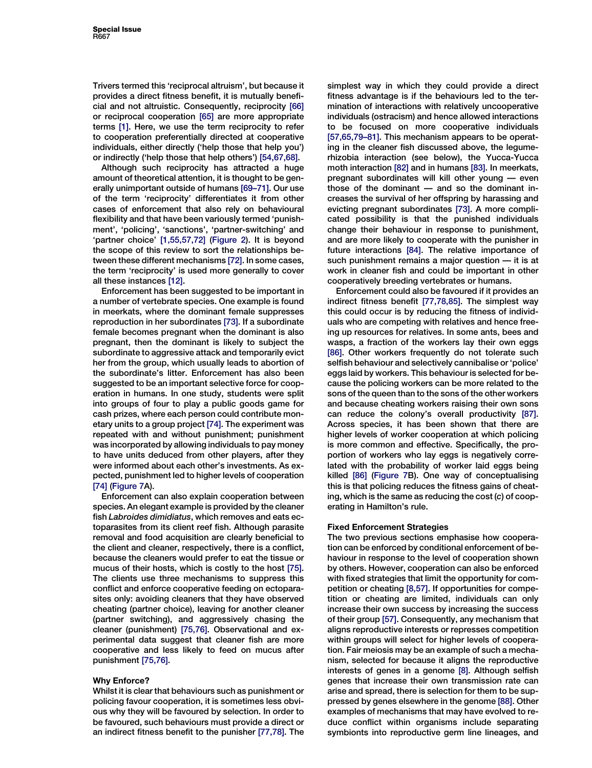Trivers termed this 'reciprocal altruism', but because it provides a direct fitness benefit, it is mutually beneficial and not altruistic. Consequently, reciprocity [66] or reciprocal cooperation [65] are more appropriate terms [1]. Here, we use the term reciprocity to refer to cooperation preferentially directed at cooperative individuals, either directly ('help those that help you') or indirectly ('help those that help others') [54,67,68].

Although such reciprocity has attracted a huge amount of theoretical attention, it is thought to be generally unimportant outside of humans [69–71]. Our use of the term 'reciprocity' differentiates it from other cases of enforcement that also rely on behavioural flexibility and that have been variously termed 'punishment', 'policing', 'sanctions', 'partner-switching' and 'partner choice' [1,55,57,72] (Figure 2). It is beyond the scope of this review to sort the relationships between these different mechanisms [72]. In some cases, the term 'reciprocity' is used more generally to cover all these instances [12].

Enforcement has been suggested to be important in a number of vertebrate species. One example is found in meerkats, where the dominant female suppresses reproduction in her subordinates [73]. If a subordinate female becomes pregnant when the dominant is also pregnant, then the dominant is likely to subject the subordinate to aggressive attack and temporarily evict her from the group, which usually leads to abortion of the subordinate's litter. Enforcement has also been suggested to be an important selective force for cooperation in humans. In one study, students were split into groups of four to play a public goods game for cash prizes, where each person could contribute monetary units to a group project [74]. The experiment was repeated with and without punishment; punishment was incorporated by allowing individuals to pay money to have units deduced from other players, after they were informed about each other's investments. As expected, punishment led to higher levels of cooperation [74] (Figure 7A).

Enforcement can also explain cooperation between species. An elegant example is provided by the cleaner fish *Labroides dimidiatus*, which removes and eats ectoparasites from its client reef fish. Although parasite removal and food acquisition are clearly beneficial to the client and cleaner, respectively, there is a conflict, because the cleaners would prefer to eat the tissue or mucus of their hosts, which is costly to the host [75]. The clients use three mechanisms to suppress this conflict and enforce cooperative feeding on ectoparasites only: avoiding cleaners that they have observed cheating (partner choice), leaving for another cleaner (partner switching), and aggressively chasing the cleaner (punishment) [75,76]. Observational and experimental data suggest that cleaner fish are more cooperative and less likely to feed on mucus after punishment [75,76].

## Why Enforce?

Whilst it is clear that behaviours such as punishment or policing favour cooperation, it is sometimes less obvious why they will be favoured by selection. In order to be favoured, such behaviours must provide a direct or an indirect fitness benefit to the punisher [77,78]. The simplest way in which they could provide a direct fitness advantage is if the behaviours led to the termination of interactions with relatively uncooperative individuals (ostracism) and hence allowed interactions to be focused on more cooperative individuals [57,65,79–81]. This mechanism appears to be operating in the cleaner fish discussed above, the legume-rhizobia interaction (see below), the Yucca-Yucca moth interaction [82] and in humans [83]. In meerkats, pregnant subordinates will kill other young — even those of the dominant — and so the dominant increases the survival of her offspring by harassing and evicting pregnant subordinates [73]. A more complicated possibility is that the punished individuals change their behaviour in response to punishment, and are more likely to cooperate with the punisher in future interactions [84]. The relative importance of such punishment remains a major question — it is at work in cleaner fish and could be important in other cooperatively breeding vertebrates or humans.

Enforcement could also be favoured if it provides an indirect fitness benefit [77,78,85]. The simplest way this could occur is by reducing the fitness of individuals who are competing with relatives and hence freeing up resources for relatives. In some ants, bees and wasps, a fraction of the workers lay their own eggs [86]. Other workers frequently do not tolerate such selfish behaviour and selectively cannibalise or 'police' eggs laid by workers. This behaviour is selected for because the policing workers can be more related to the sons of the queen than to the sons of the other workers and because cheating workers raising their own sons can reduce the colony's overall productivity [87]. Across species, it has been shown that there are higher levels of worker cooperation at which policing is more common and effective. Specifically, the proportion of workers who lay eggs is negatively correlated with the probability of worker laid eggs being killed [86] (Figure 7B). One way of conceptualising this is that policing reduces the fitness gains of cheating, which is the same as reducing the cost ($c$) of cooperating in Hamilton's rule.

## Fixed Enforcement Strategies

The two previous sections emphasise how cooperation can be enforced by conditional enforcement of behaviour in response to the level of cooperation shown by others. However, cooperation can also be enforced with fixed strategies that limit the opportunity for competition or cheating [8,57]. If opportunities for competition or cheating are limited, individuals can only increase their own success by increasing the success of their group [57]. Consequently, any mechanism that aligns reproductive interests or represses competition within groups will select for higher levels of cooperation. Fair meiosis may be an example of such a mechanism, selected for because it aligns the reproductive interests of genes in a genome [8]. Although selfish genes that increase their own transmission rate can arise and spread, there is selection for them to be suppressed by genes elsewhere in the genome [88]. Other examples of mechanisms that may have evolved to reduce conflict within organisms include separating symbionts into reproductive germ line lineages, and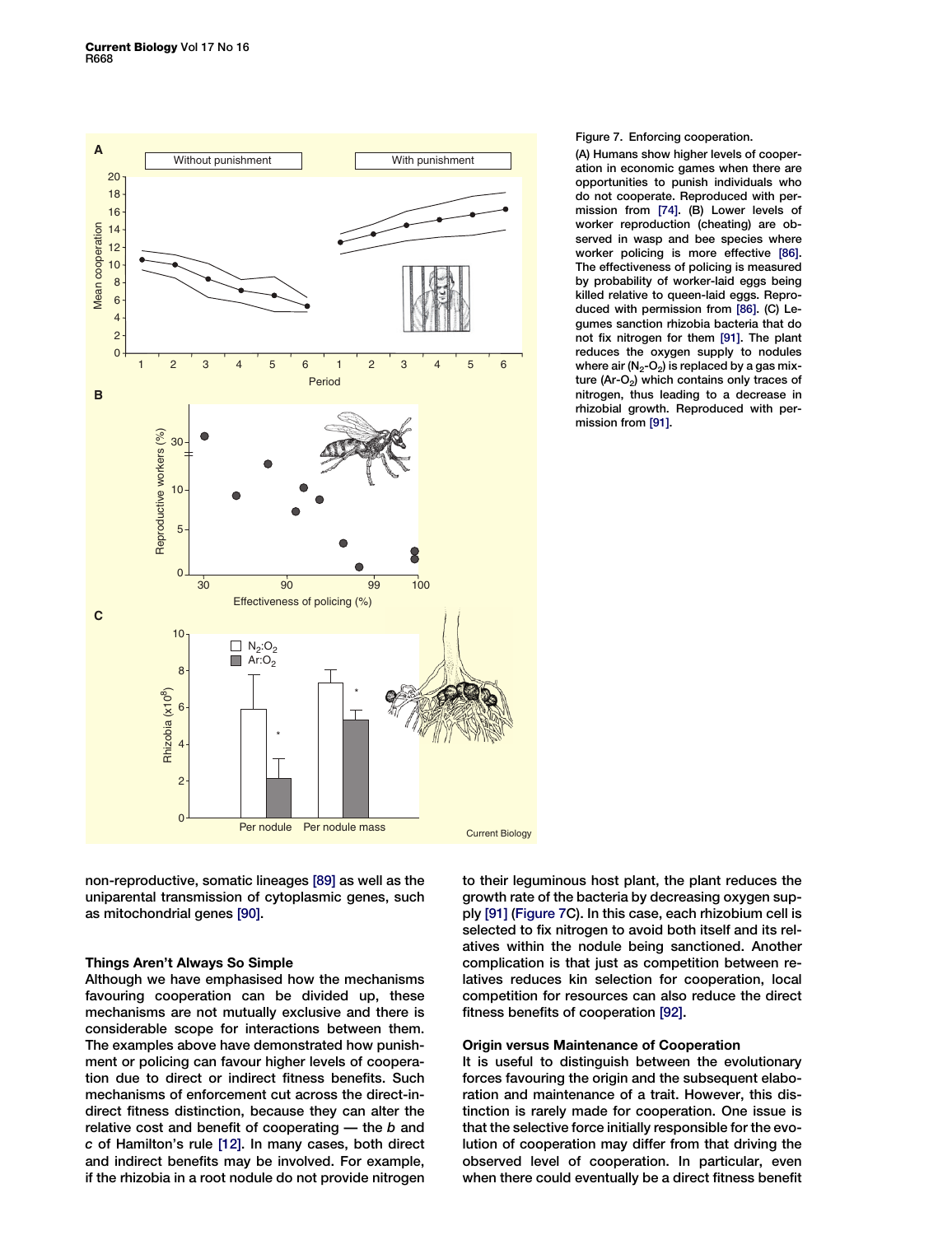Figure 7. Enforcing cooperation.

(A) Humans show higher levels of cooperation in economic games when there are opportunities to punish individuals who do not cooperate. Reproduced with permission from [74]. (B) Lower levels of worker reproduction (cheating) are observed in wasp and bee species where worker policing is more effective [86]. The effectiveness of policing is measured by probability of worker-laid eggs being killed relative to queen-laid eggs. Reproduced with permission from [86]. (C) Legumes sanction rhizobia bacteria that do not fix nitrogen for them [91]. The plant reduces the oxygen supply to nodules where air ($N_2$-$O_2$) is replaced by a gas mixture (Ar-$O_2$) which contains only traces of nitrogen, thus leading to a decrease in rhizobial growth. Reproduced with permission from [91].

non-reproductive, somatic lineages [89] as well as the uniparental transmission of cytoplasmic genes, such as mitochondrial genes [90].

### Things Aren't Always So Simple

Although we have emphasised how the mechanisms favouring cooperation can be divided up, these mechanisms are not mutually exclusive and there is considerable scope for interactions between them. The examples above have demonstrated how punishment or policing can favour higher levels of cooperation due to direct or indirect fitness benefits. Such mechanisms of enforcement cut across the direct-indirect fitness distinction, because they can alter the relative cost and benefit of cooperating — the *b* and *c* of Hamilton's rule [12]. In many cases, both direct and indirect benefits may be involved. For example, if the rhizobia in a root nodule do not provide nitrogen to their leguminous host plant, the plant reduces the growth rate of the bacteria by decreasing oxygen supply [91] (Figure 7C). In this case, each rhizobium cell is selected to fix nitrogen to avoid both itself and its relatives within the nodule being sanctioned. Another complication is that just as competition between relatives reduces kin selection for cooperation, local competition for resources can also reduce the direct fitness benefits of cooperation [92].

### Origin versus Maintenance of Cooperation

It is useful to distinguish between the evolutionary forces favouring the origin and the subsequent elaboration and maintenance of a trait. However, this distinction is rarely made for cooperation. One issue is that the selective force initially responsible for the evolution of cooperation may differ from that driving the observed level of cooperation. In particular, even when there could eventually be a direct fitness benefit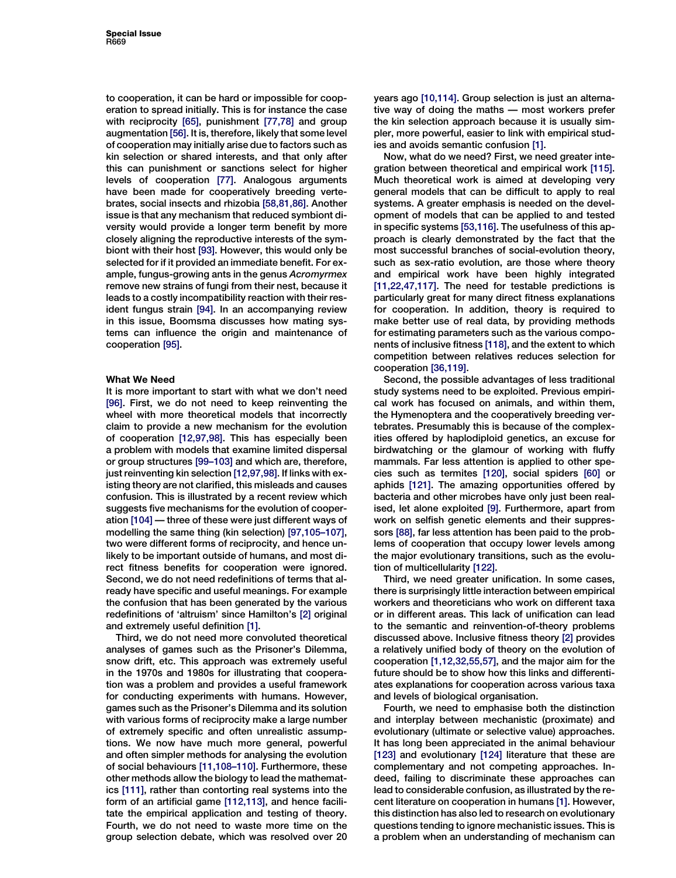to cooperation, it can be hard or impossible for cooperation to spread initially. This is for instance the case with reciprocity [65], punishment [77,78] and group augmentation [56]. It is, therefore, likely that some level of cooperation may initially arise due to factors such as kin selection or shared interests, and that only after this can punishment or sanctions select for higher levels of cooperation [77]. Analogous arguments have been made for cooperatively breeding vertebrates, social insects and rhizobia [58,81,86]. Another issue is that any mechanism that reduced symbiont diversity would provide a longer term benefit by more closely aligning the reproductive interests of the symbiont with their host [93]. However, this would only be selected for if it provided an immediate benefit. For example, fungus-growing ants in the genus *Acromyrmex* remove new strains of fungi from their nest, because it leads to a costly incompatibility reaction with their resident fungus strain [94]. In an accompanying review in this issue, Boomsma discusses how mating systems can influence the origin and maintenance of cooperation [95].

## What We Need

It is more important to start with what we don't need [96]. First, we do not need to keep reinventing the wheel with more theoretical models that incorrectly claim to provide a new mechanism for the evolution of cooperation [12,97,98]. This has especially been a problem with models that examine limited dispersal or group structures [99–103] and which are, therefore, just reinventing kin selection [12,97,98]. If links with existing theory are not clarified, this misleads and causes confusion. This is illustrated by a recent review which suggests five mechanisms for the evolution of cooperation [104] — three of these were just different ways of modelling the same thing (kin selection) [97,105–107], two were different forms of reciprocity, and hence unlikely to be important outside of humans, and most direct fitness benefits for cooperation were ignored. Second, we do not need redefinitions of terms that already have specific and useful meanings. For example the confusion that has been generated by the various redefinitions of 'altruism' since Hamilton's [2] original and extremely useful definition [1].

Third, we do not need more convoluted theoretical analyses of games such as the Prisoner's Dilemma, snow drift, etc. This approach was extremely useful in the 1970s and 1980s for illustrating that cooperation was a problem and provides a useful framework for conducting experiments with humans. However, games such as the Prisoner's Dilemma and its solution with various forms of reciprocity make a large number of extremely specific and often unrealistic assumptions. We now have much more general, powerful and often simpler methods for analysing the evolution of social behaviours [11,108–110]. Furthermore, these other methods allow the biology to lead the mathematics [111], rather than contorting real systems into the form of an artificial game [112,113], and hence facilitate the empirical application and testing of theory. Fourth, we do not need to waste more time on the group selection debate, which was resolved over 20 years ago [10,114]. Group selection is just an alternative way of doing the maths — most workers prefer the kin selection approach because it is usually simpler, more powerful, easier to link with empirical studies and avoids semantic confusion [1].

Now, what do we need? First, we need greater integration between theoretical and empirical work [115]. Much theoretical work is aimed at developing very general models that can be difficult to apply to real systems. A greater emphasis is needed on the development of models that can be applied to and tested in specific systems [53,116]. The usefulness of this approach is clearly demonstrated by the fact that the most successful branches of social-evolution theory, such as sex-ratio evolution, are those where theory and empirical work have been highly integrated [11,22,47,117]. The need for testable predictions is particularly great for many direct fitness explanations for cooperation. In addition, theory is required to make better use of real data, by providing methods for estimating parameters such as the various components of inclusive fitness [118], and the extent to which competition between relatives reduces selection for cooperation [36,119].

Second, the possible advantages of less traditional study systems need to be exploited. Previous empirical work has focused on animals, and within them, the Hymenoptera and the cooperatively breeding vertebrates. Presumably this is because of the complexities offered by haplodiploid genetics, an excuse for birdwatching or the glamour of working with fluffy mammals. Far less attention is applied to other species such as termites [120], social spiders [60] or aphids [121]. The amazing opportunities offered by bacteria and other microbes have only just been realised, let alone exploited [9]. Furthermore, apart from work on selfish genetic elements and their suppressors [88], far less attention has been paid to the problems of cooperation that occupy lower levels among the major evolutionary transitions, such as the evolution of multicellularity [122].

Third, we need greater unification. In some cases, there is surprisingly little interaction between empirical workers and theoreticians who work on different taxa or in different areas. This lack of unification can lead to the semantic and reinvention-of-theory problems discussed above. Inclusive fitness theory [2] provides a relatively unified body of theory on the evolution of cooperation [1,12,32,55,57], and the major aim for the future should be to show how this links and differentiates explanations for cooperation across various taxa and levels of biological organisation.

Fourth, we need to emphasise both the distinction and interplay between mechanistic (proximate) and evolutionary (ultimate or selective value) approaches. It has long been appreciated in the animal behaviour [123] and evolutionary [124] literature that these are complementary and not competing approaches. Indeed, failing to discriminate these approaches can lead to considerable confusion, as illustrated by the recent literature on cooperation in humans [1]. However, this distinction has also led to research on evolutionary questions tending to ignore mechanistic issues. This is a problem when an understanding of mechanism can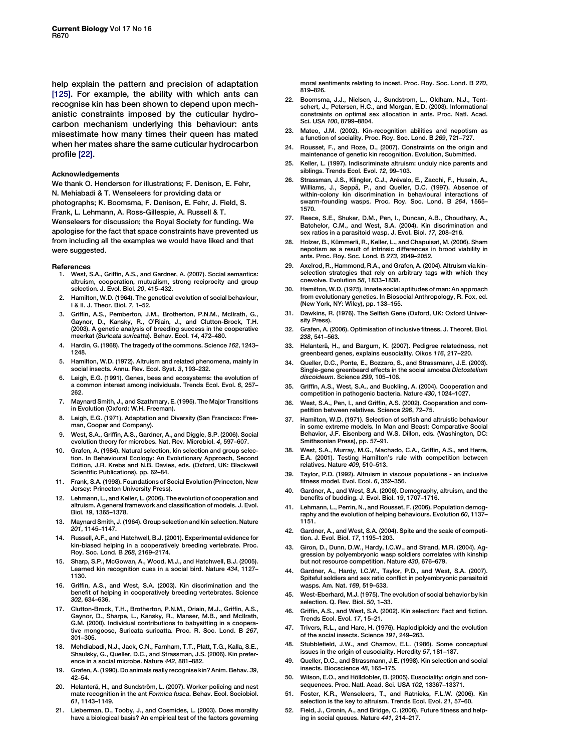help explain the pattern and precision of adaptation [125]. For example, the ability with which ants can recognise kin has been shown to depend upon mechanistic constraints imposed by the cuticular hydrocarbon mechanism underlying this behaviour: ants misestimate how many times their queen has mated when her mates share the same cuticular hydrocarbon profile [22].

### Acknowledgements

We thank O. Henderson for illustrations; F. Denison, E. Fehr, N. Mehiabadi & T. Wenseleers for providing data or photographs; K. Boomsma, F. Denison, E. Fehr, J. Field, S. Frank, L. Lehmann, A. Ross-Gillespie, A. Russell & T. Wenseleers for discussion; the Royal Society for funding. We apologise for the fact that space constraints have prevented us from including all the examples we would have liked and that were suggested.

### References

1. West, S.A., Griffin, A.S., and Gardner, A. (2007). Social semantics: altruism, cooperation, mutualism, strong reciprocity and group selection. J. Evol. Biol. *20*, 415–432.
2. Hamilton, W.D. (1964). The genetical evolution of social behaviour, I & II. J. Theor. Biol. *7*, 1–52.
3. Griffin, A.S., Pemberton, J.M., Brotherton, P.N.M., McIlrath, G., Gaynor, D., Kansky, R., O'Riain, J., and Clutton-Brock, T.H. (2003). A genetic analysis of breeding success in the cooperative meerkat (*Suricata suricatta*). Behav. Ecol. *14*, 472–480.
4. Hardin, G. (1968). The tragedy of the commons. Science *162*, 1243–1248.
5. Hamilton, W.D. (1972). Altruism and related phenomena, mainly in social insects. Annu. Rev. Ecol. Syst. *3*, 193–232.
6. Leigh, E.G. (1991). Genes, bees and ecosystems: the evolution of a common interest among individuals. Trends Ecol. Evol. *6*, 257–262.
7. Maynard Smith, J., and Szathmary, E. (1995). The Major Transitions in Evolution (Oxford: W.H. Freeman).
8. Leigh, E.G. (1971). Adaptation and Diversity (San Francisco: Freeman, Cooper and Company).
9. West, S.A., Griffin, A.S., Gardner, A., and Diggle, S.P. (2006). Social evolution theory for microbes. Nat. Rev. Microbiol. *4*, 597–607.
10. Grafen, A. (1984). Natural selection, kin selection and group selection. In Behavioural Ecology: An Evolutionary Approach, Second Edition, J.R. Krebs and N.B. Davies, eds. (Oxford, UK: Blackwell Scientific Publications), pp. 62–84.
11. Frank, S.A. (1998). Foundations of Social Evolution (Princeton, New Jersey: Princeton University Press).
12. Lehmann, L., and Keller, L. (2006). The evolution of cooperation and altruism. A general framework and classification of models. J. Evol. Biol. *19*, 1365–1378.
13. Maynard Smith, J. (1964). Group selection and kin selection. Nature *201*, 1145–1147.
14. Russell, A.F., and Hatchwell, B.J. (2001). Experimental evidence for kin-biased helping in a cooperatively breeding vertebrate. Proc. Roy. Soc. Lond. B *268*, 2169–2174.
15. Sharp, S.P., McGowan, A., Wood, M.J., and Hatchwell, B.J. (2005). Learned kin recognition cues in a social bird. Nature *434*, 1127–1130.
16. Griffin, A.S., and West, S.A. (2003). Kin discrimination and the benefit of helping in cooperatively breeding vertebrates. Science *302*, 634–636.
17. Clutton-Brock, T.H., Brotherton, P.N.M., Oriain, M.J., Griffin, A.S., Gaynor, D., Sharpe, L., Kansky, R., Manser, M.B., and McIlrath, G.M. (2000). Individual contributions to babysitting in a cooperative mongoose, Suricata suricatta. Proc. R. Soc. Lond. B *267*, 301–305.
18. Mehdiabadi, N.J., Jack, C.N., Farnham, T.T., Platt, T.G., Kalla, S.E., Shaulsky, G., Queller, D.C., and Strassman, J.S. (2006). Kin preference in a social microbe. Nature *442*, 881–882.
19. Grafen, A. (1990). Do animals really recognise kin? Anim. Behav. *39*, 42–54.
20. Helanterä, H., and Sundström, L. (2007). Worker policing and nest mate recognition in the ant *Formica fusca*. Behav. Ecol. Sociobiol. *61*, 1143–1149.
21. Lieberman, D., Tooby, J., and Cosmides, L. (2003). Does morality have a biological basis? An empirical test of the factors governing moral sentiments relating to incest. Proc. Roy. Soc. Lond. B *270*, 819–826.
22. Boomsma, J.J., Nielsen, J., Sundstrom, L., Oldham, N.J., Tentschert, J., Petersen, H.C., and Morgan, E.D. (2003). Informational constraints on optimal sex allocation in ants. Proc. Natl. Acad. Sci. USA *100*, 8799–8804.
23. Mateo, J.M. (2002). Kin-recognition abilities and nepotism as a function of sociality. Proc. Roy. Soc. Lond. B *269*, 721–727.
24. Rousset, F., and Roze, D., (2007). Constraints on the origin and maintenance of genetic kin recognition. Evolution, Submitted.
25. Keller, L. (1997). Indiscriminate altruism: unduly nice parents and siblings. Trends Ecol. Evol. *12*, 99–103.
26. Strassman, J.S., Klingler, C.J., Arévalo, E., Zacchi, F., Husain, A., Williams, J., Seppä, P., and Queller, D.C. (1997). Absence of within-colony kin discrimination in behavioural interactions of swarm-founding wasps. Proc. Roy. Soc. Lond. B *264*, 1565–1570.
27. Reece, S.E., Shuker, D.M., Pen, I., Duncan, A.B., Choudhary, A., Batchelor, C.M., and West, S.A. (2004). Kin discrimination and sex ratios in a parasitoid wasp. J. Evol. Biol. *17*, 208–216.
28. Holzer, B., Kümmerli, R., Keller, L., and Chapuisat, M. (2006). Sham nepotism as a result of intrinsic differences in brood viability in ants. Proc. Roy. Soc. Lond. B *273*, 2049–2052.
29. Axelrod, R., Hammond, R.A., and Grafen, A. (2004). Altruism via kin-selection strategies that rely on arbitrary tags with which they coevolve. Evolution *58*, 1833–1838.
30. Hamilton, W.D. (1975). Innate social aptitudes of man: An approach from evolutionary genetics. In Biosocial Anthropology, R. Fox, ed. (New York, NY: Wiley), pp. 133–155.
31. Dawkins, R. (1976). The Selfish Gene (Oxford, UK: Oxford University Press).
32. Grafen, A. (2006). Optimisation of inclusive fitness. J. Theoret. Biol. *238*, 541–563.
33. Helanterä, H., and Bargum, K. (2007). Pedigree relatedness, not greenbeard genes, explains eusociality. Oikos *116*, 217–220.
34. Queller, D.C., Ponte, E., Bozzaro, S., and Strassmann, J.E. (2003). Single-gene greenbeard effects in the social amoeba *Dictostelium discoideum*. Science *299*, 105–106.
35. Griffin, A.S., West, S.A., and Buckling, A. (2004). Cooperation and competition in pathogenic bacteria. Nature *430*, 1024–1027.
36. West, S.A., Pen, I., and Griffin, A.S. (2002). Cooperation and competition between relatives. Science *296*, 72–75.
37. Hamilton, W.D. (1971). Selection of selfish and altruistic behaviour in some extreme models. In Man and Beast: Comparative Social Behavior, J.F. Eisenberg and W.S. Dillon, eds. (Washington, DC: Smithsonian Press), pp. 57–91.
38. West, S.A., Murray, M.G., Machado, C.A., Griffin, A.S., and Herre, E.A. (2001). Testing Hamilton's rule with competition between relatives. Nature *409*, 510–513.
39. Taylor, P.D. (1992). Altruism in viscous populations - an inclusive fitness model. Evol. Ecol. *6*, 352–356.
40. Gardner, A., and West, S.A. (2006). Demography, altruism, and the benefits of budding. J. Evol. Biol. *19*, 1707–1716.
41. Lehmann, L., Perrin, N., and Rousset, F. (2006). Population demography and the evolution of helping behaviours. Evolution *60*, 1137–1151.
42. Gardner, A., and West, S.A. (2004). Spite and the scale of competition. J. Evol. Biol. *17*, 1195–1203.
43. Giron, D., Dunn, D.W., Hardy, I.C.W., and Strand, M.R. (2004). Aggression by polyembryonic wasp soldiers correlates with kinship but not resource competition. Nature *430*, 676–679.
44. Gardner, A., Hardy, I.C.W., Taylor, P.D., and West, S.A. (2007). Spiteful soldiers and sex ratio conflict in polyembryonic parasitoid wasps. Am. Nat. *169*, 519–533.
45. West-Eberhard, M.J. (1975). The evolution of social behavior by kin selection. Q. Rev. Biol. *50*, 1–33.
46. Griffin, A.S., and West, S.A. (2002). Kin selection: Fact and fiction. Trends Ecol. Evol. *17*, 15–21.
47. Trivers, R.L., and Hare, H. (1976). Haplodiploidy and the evolution of the social insects. Science *191*, 249–263.
48. Stubblefield, J.W., and Charnov, E.L. (1986). Some conceptual issues in the origin of eusociality. Heredity *57*, 181–187.
49. Queller, D.C., and Strassmann, J.E. (1998). Kin selection and social insects. Biocscience *48*, 165–175.
50. Wilson, E.O., and Hölldobler, B. (2005). Eusociality: origin and consequences. Proc. Natl. Acad. Sci. USA *102*, 13367–13371.
51. Foster, K.R., Wenseleers, T., and Ratnieks, F.L.W. (2006). Kin selection is the key to altruism. Trends Ecol. Evol. *21*, 57–60.
52. Field, J., Cronin, A., and Bridge, C. (2006). Future fitness and helping in social queues. Nature *441*, 214–217.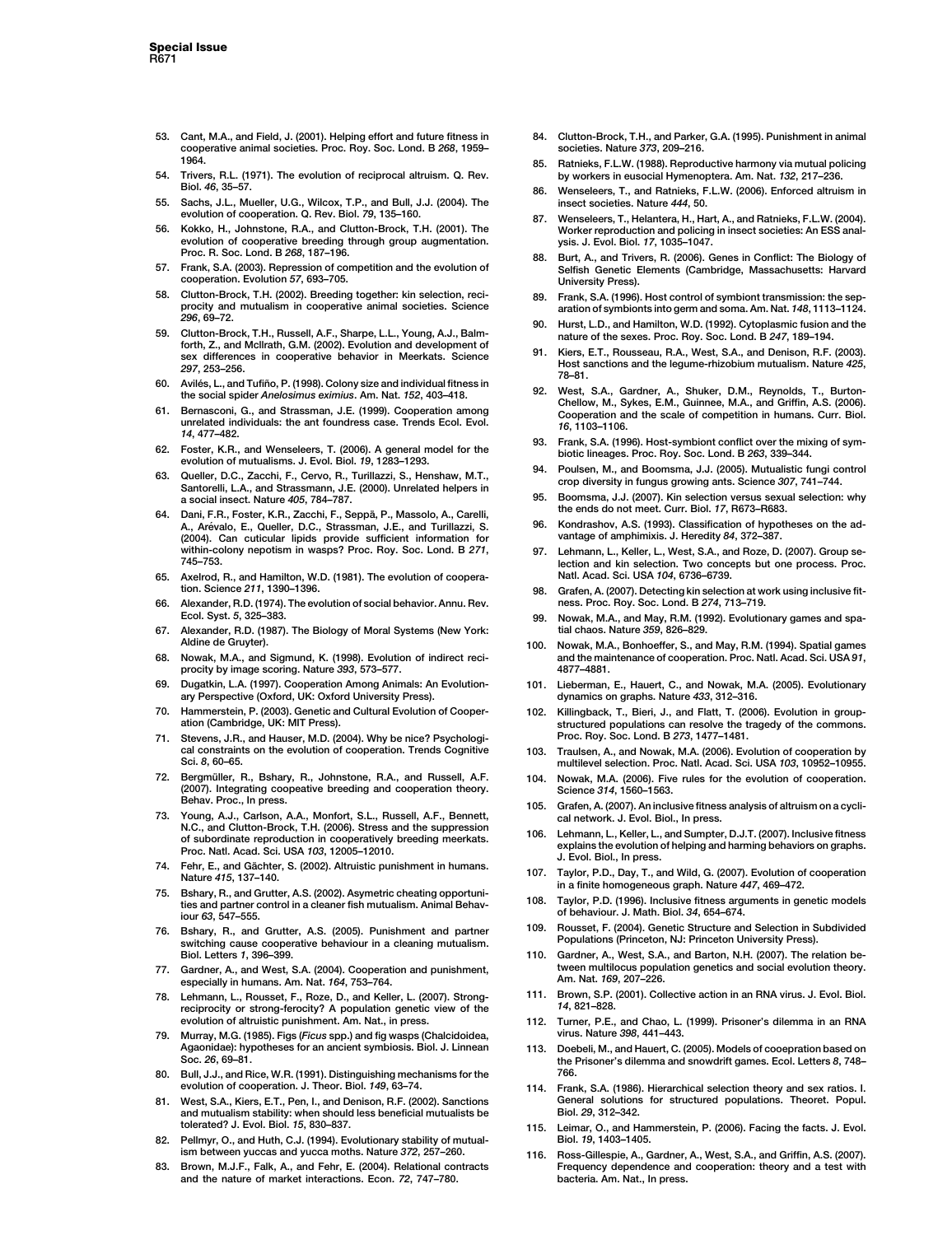53. Cant, M.A., and Field, J. (2001). Helping effort and future fitness in cooperative animal societies. Proc. Roy. Soc. Lond. B *268*, 1959–1964.
54. Trivers, R.L. (1971). The evolution of reciprocal altruism. Q. Rev. Biol. *46*, 35–57.
55. Sachs, J.L., Mueller, U.G., Wilcox, T.P., and Bull, J.J. (2004). The evolution of cooperation. Q. Rev. Biol. *79*, 135–160.
56. Kokko, H., Johnstone, R.A., and Clutton-Brock, T.H. (2001). The evolution of cooperative breeding through group augmentation. Proc. R. Soc. Lond. B *268*, 187–196.
57. Frank, S.A. (2003). Repression of competition and the evolution of cooperation. Evolution *57*, 693–705.
58. Clutton-Brock, T.H. (2002). Breeding together: kin selection, reciprocity and mutualism in cooperative animal societies. Science *296*, 69–72.
59. Clutton-Brock, T.H., Russell, A.F., Sharpe, L.L., Young, A.J., Balmforth, Z., and McIlrath, G.M. (2002). Evolution and development of sex differences in cooperative behavior in Meerkats. Science *297*, 253–256.
60. Avilés, L., and Tufiño, P. (1998). Colony size and individual fitness in the social spider *Anelosimus eximius*. Am. Nat. *152*, 403–418.
61. Bernasconi, G., and Strassman, J.E. (1999). Cooperation among unrelated individuals: the ant foundress case. Trends Ecol. Evol. *14*, 477–482.
62. Foster, K.R., and Wenseleers, T. (2006). A general model for the evolution of mutualisms. J. Evol. Biol. *19*, 1283–1293.
63. Queller, D.C., Zacchi, F., Cervo, R., Turillazzi, S., Henshaw, M.T., Santorelli, L.A., and Strassmann, J.E. (2000). Unrelated helpers in a social insect. Nature *405*, 784–787.
64. Dani, F.R., Foster, K.R., Zacchi, F., Seppä, P., Massolo, A., Carelli, A., Arévalo, E., Queller, D.C., Strassman, J.E., and Turillazzi, S. (2004). Can cuticular lipids provide sufficient information for within-colony nepotism in wasps? Proc. Roy. Soc. Lond. B *271*, 745–753.
65. Axelrod, R., and Hamilton, W.D. (1981). The evolution of cooperation. Science *211*, 1390–1396.
66. Alexander, R.D. (1974). The evolution of social behavior. Annu. Rev. Ecol. Syst. *5*, 325–383.
67. Alexander, R.D. (1987). The Biology of Moral Systems (New York: Aldine de Gruyter).
68. Nowak, M.A., and Sigmund, K. (1998). Evolution of indirect reciprocity by image scoring. Nature *393*, 573–577.
69. Dugatkin, L.A. (1997). Cooperation Among Animals: An Evolutionary Perspective (Oxford, UK: Oxford University Press).
70. Hammerstein, P. (2003). Genetic and Cultural Evolution of Cooperation (Cambridge, UK: MIT Press).
71. Stevens, J.R., and Hauser, M.D. (2004). Why be nice? Psychological constraints on the evolution of cooperation. Trends Cognitive Sci. *8*, 60–65.
72. Bergmüller, R., Bshary, R., Johnstone, R.A., and Russell, A.F. (2007). Integrating coopeative breeding and cooperation theory. Behav. Proc., In press.
73. Young, A.J., Carlson, A.A., Monfort, S.L., Russell, A.F., Bennett, N.C., and Clutton-Brock, T.H. (2006). Stress and the suppression of subordinate reproduction in cooperatively breeding meerkats. Proc. Natl. Acad. Sci. USA *103*, 12005–12010.
74. Fehr, E., and Gächter, S. (2002). Altruistic punishment in humans. Nature *415*, 137–140.
75. Bshary, R., and Grutter, A.S. (2002). Asymetric cheating opportunities and partner control in a cleaner fish mutualism. Animal Behaviour *63*, 547–555.
76. Bshary, R., and Grutter, A.S. (2005). Punishment and partner switching cause cooperative behaviour in a cleaning mutualism. Biol. Letters *1*, 396–399.
77. Gardner, A., and West, S.A. (2004). Cooperation and punishment, especially in humans. Am. Nat. *164*, 753–764.
78. Lehmann, L., Rousset, F., Roze, D., and Keller, L. (2007). Strong-reciprocity or strong-ferocity? A population genetic view of the evolution of altruistic punishment. Am. Nat., in press.
79. Murray, M.G. (1985). Figs (*Ficus* spp.) and fig wasps (Chalcidoidea, Agaonidae): hypotheses for an ancient symbiosis. Biol. J. Linnean Soc. *26*, 69–81.
80. Bull, J.J., and Rice, W.R. (1991). Distinguishing mechanisms for the evolution of cooperation. J. Theor. Biol. *149*, 63–74.
81. West, S.A., Kiers, E.T., Pen, I., and Denison, R.F. (2002). Sanctions and mutualism stability: when should less beneficial mutualists be tolerated? J. Evol. Biol. *15*, 830–837.
82. Pellmyr, O., and Huth, C.J. (1994). Evolutionary stability of mutualism between yuccas and yucca moths. Nature *372*, 257–260.
83. Brown, M.J.F., Falk, A., and Fehr, E. (2004). Relational contracts and the nature of market interactions. Econ. *72*, 747–780.
84. Clutton-Brock, T.H., and Parker, G.A. (1995). Punishment in animal societies. Nature *373*, 209–216.
85. Ratnieks, F.L.W. (1988). Reproductive harmony via mutual policing by workers in eusocial Hymenoptera. Am. Nat. *132*, 217–236.
86. Wenseleers, T., and Ratnieks, F.L.W. (2006). Enforced altruism in insect societies. Nature *444*, 50.
87. Wenseleers, T., Helantera, H., Hart, A., and Ratnieks, F.L.W. (2004). Worker reproduction and policing in insect societies: An ESS analysis. J. Evol. Biol. *17*, 1035–1047.
88. Burt, A., and Trivers, R. (2006). Genes in Conflict: The Biology of Selfish Genetic Elements (Cambridge, Massachusetts: Harvard University Press).
89. Frank, S.A. (1996). Host control of symbiont transmission: the separation of symbionts into germ and soma. Am. Nat. *148*, 1113–1124.
90. Hurst, L.D., and Hamilton, W.D. (1992). Cytoplasmic fusion and the nature of the sexes. Proc. Roy. Soc. Lond. B *247*, 189–194.
91. Kiers, E.T., Rousseau, R.A., West, S.A., and Denison, R.F. (2003). Host sanctions and the legume-rhizobium mutualism. Nature *425*, 78–81.
92. West, S.A., Gardner, A., Shuker, D.M., Reynolds, T., Burton-Chellow, M., Sykes, E.M., Guinnee, M.A., and Griffin, A.S. (2006). Cooperation and the scale of competition in humans. Curr. Biol. *16*, 1103–1106.
93. Frank, S.A. (1996). Host-symbiont conflict over the mixing of symbiotic lineages. Proc. Roy. Soc. Lond. B *263*, 339–344.
94. Poulsen, M., and Boomsma, J.J. (2005). Mutualistic fungi control crop diversity in fungus growing ants. Science *307*, 741–744.
95. Boomsma, J.J. (2007). Kin selection versus sexual selection: why the ends do not meet. Curr. Biol. *17*, R673–R683.
96. Kondrashov, A.S. (1993). Classification of hypotheses on the advantage of amphimixis. J. Heredity *84*, 372–387.
97. Lehmann, L., Keller, L., West, S.A., and Roze, D. (2007). Group selection and kin selection. Two concepts but one process. Proc. Natl. Acad. Sci. USA *104*, 6736–6739.
98. Grafen, A. (2007). Detecting kin selection at work using inclusive fitness. Proc. Roy. Soc. Lond. B *274*, 713–719.
99. Nowak, M.A., and May, R.M. (1992). Evolutionary games and spatial chaos. Nature *359*, 826–829.
100. Nowak, M.A., Bonhoeffer, S., and May, R.M. (1994). Spatial games and the maintenance of cooperation. Proc. Natl. Acad. Sci. USA *91*, 4877–4881.
101. Lieberman, E., Hauert, C., and Nowak, M.A. (2005). Evolutionary dynamics on graphs. Nature *433*, 312–316.
102. Killingback, T., Bieri, J., and Flatt, T. (2006). Evolution in group-structured populations can resolve the tragedy of the commons. Proc. Roy. Soc. Lond. B *273*, 1477–1481.
103. Traulsen, A., and Nowak, M.A. (2006). Evolution of cooperation by multilevel selection. Proc. Natl. Acad. Sci. USA *103*, 10952–10955.
104. Nowak, M.A. (2006). Five rules for the evolution of cooperation. Science *314*, 1560–1563.
105. Grafen, A. (2007). An inclusive fitness analysis of altruism on a cyclical network. J. Evol. Biol., In press.
106. Lehmann, L., Keller, L., and Sumpter, D.J.T. (2007). Inclusive fitness explains the evolution of helping and harming behaviors on graphs. J. Evol. Biol., In press.
107. Taylor, P.D., Day, T., and Wild, G. (2007). Evolution of cooperation in a finite homogeneous graph. Nature *447*, 469–472.
108. Taylor, P.D. (1996). Inclusive fitness arguments in genetic models of behaviour. J. Math. Biol. *34*, 654–674.
109. Rousset, F. (2004). Genetic Structure and Selection in Subdivided Populations (Princeton, NJ: Princeton University Press).
110. Gardner, A., West, S.A., and Barton, N.H. (2007). The relation between multilocus population genetics and social evolution theory. Am. Nat. *169*, 207–226.
111. Brown, S.P. (2001). Collective action in an RNA virus. J. Evol. Biol. *14*, 821–828.
112. Turner, P.E., and Chao, L. (1999). Prisoner's dilemma in an RNA virus. Nature *398*, 441–443.
113. Doebeli, M., and Hauert, C. (2005). Models of cooepration based on the Prisoner's dilemma and snowdrift games. Ecol. Letters *8*, 748–766.
114. Frank, S.A. (1986). Hierarchical selection theory and sex ratios. I. General solutions for structured populations. Theoret. Popul. Biol. *29*, 312–342.
115. Leimar, O., and Hammerstein, P. (2006). Facing the facts. J. Evol. Biol. *19*, 1403–1405.
116. Ross-Gillespie, A., Gardner, A., West, S.A., and Griffin, A.S. (2007). Frequency dependence and cooperation: theory and a test with bacteria. Am. Nat., In press.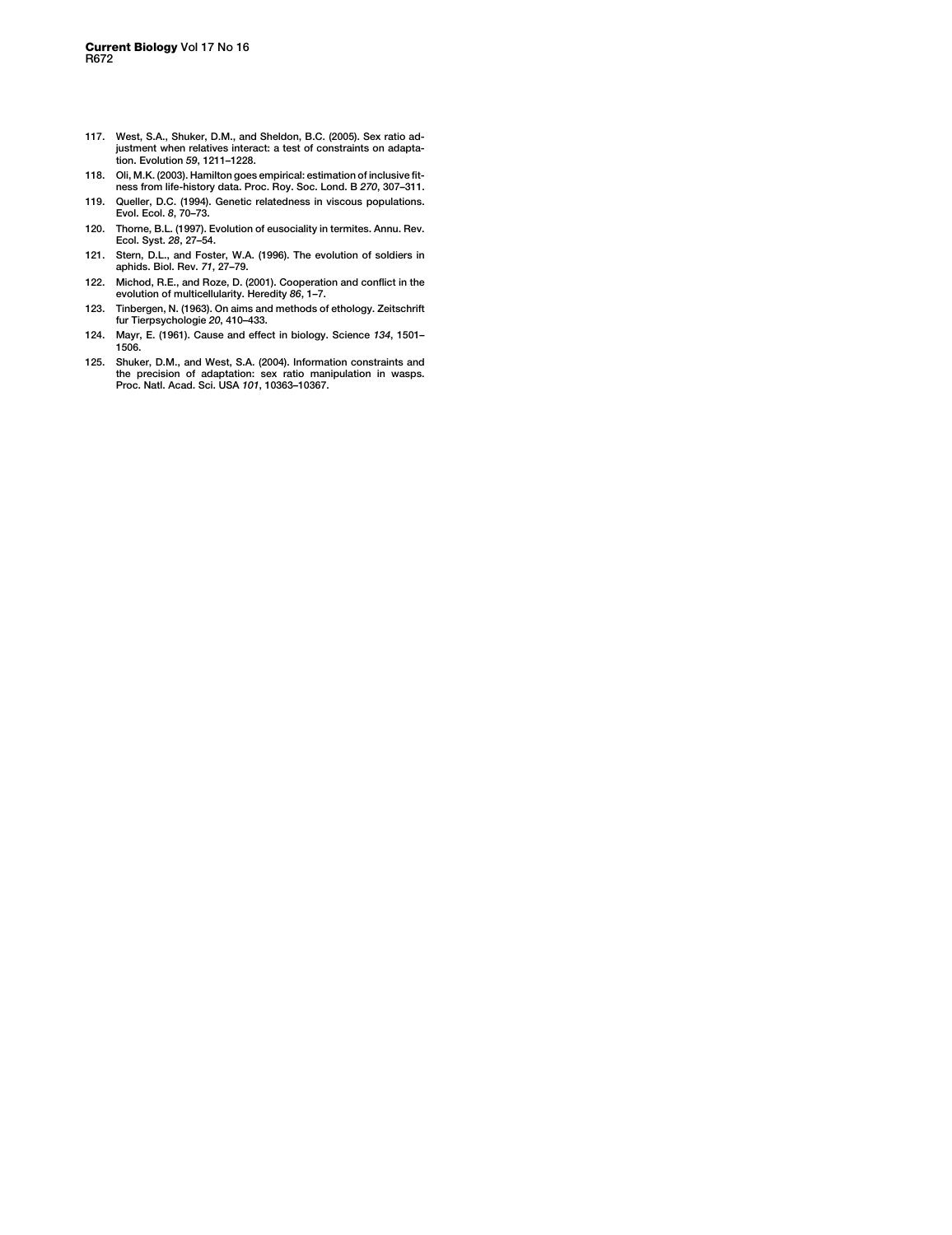117. West, S.A., Shuker, D.M., and Sheldon, B.C. (2005). Sex ratio adjustment when relatives interact: a test of constraints on adaptation. Evolution *59*, 1211–1228.

118. Oli, M.K. (2003). Hamilton goes empirical: estimation of inclusive fitness from life-history data. Proc. Roy. Soc. Lond. B *270*, 307–311.

119. Queller, D.C. (1994). Genetic relatedness in viscous populations. Evol. Ecol. *8*, 70–73.

120. Thorne, B.L. (1997). Evolution of eusociality in termites. Annu. Rev. Ecol. Syst. *28*, 27–54.

121. Stern, D.L., and Foster, W.A. (1996). The evolution of soldiers in aphids. Biol. Rev. *71*, 27–79.

122. Michod, R.E., and Roze, D. (2001). Cooperation and conflict in the evolution of multicellularity. Heredity *86*, 1–7.

123. Tinbergen, N. (1963). On aims and methods of ethology. Zeitschrift fur Tierpsychologie *20*, 410–433.

124. Mayr, E. (1961). Cause and effect in biology. Science *134*, 1501–1506.

125. Shuker, D.M., and West, S.A. (2004). Information constraints and the precision of adaptation: sex ratio manipulation in wasps. Proc. Natl. Acad. Sci. USA *101*, 10363–10367.